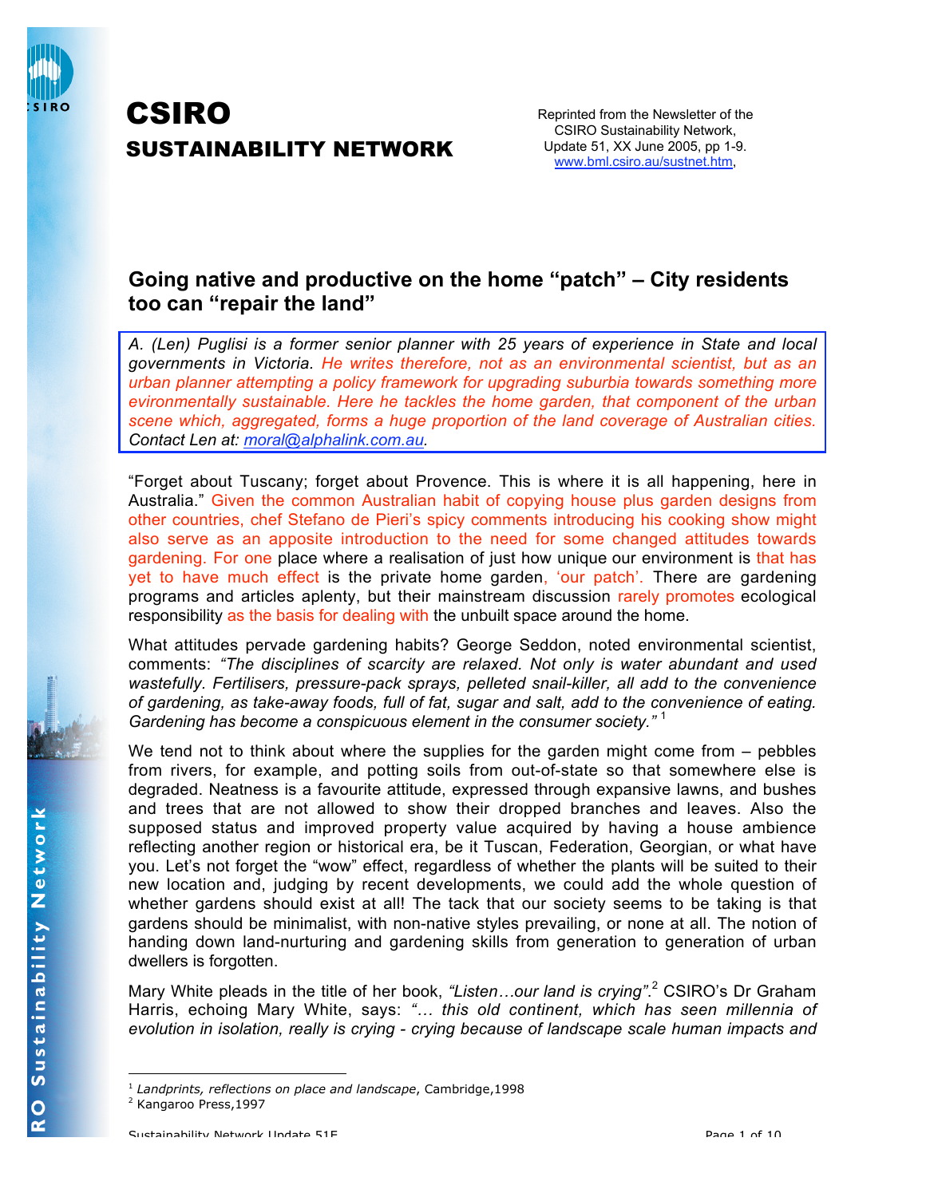# CSIRO

## SUSTAINABILITY NETWORK

Reprinted from the Newsletter of the CSIRO Sustainability Network, Update 51, XX June 2005, pp 1-9. www.bml.csiro.au/sustnet.htm,

## Going native and productive on the home "patch" – City residents too can "repair the land"

*A. (Len) Puglisi is a former senior planner with 25 years of experience in State and local governments in Victoria. He writes therefore, not as an environmental scientist, but as an urban planner attempting a policy framework for upgrading suburbia towards something more evironmentally sustainable. Here he tackles the home garden, that component of the urban scene which, aggregated, forms a huge proportion of the land coverage of Australian cities. Contact Len at: moral@alphalink.com.au.*

"Forget about Tuscany; forget about Provence. This is where it is all happening, here in Australia." Given the common Australian habit of copying house plus garden designs from other countries, chef Stefano de Pieri's spicy comments introducing his cooking show might also serve as an apposite introduction to the need for some changed attitudes towards gardening. For one place where a realisation of just how unique our environment is that has yet to have much effect is the private home garden, 'our patch'. There are gardening programs and articles aplenty, but their mainstream discussion rarely promotes ecological responsibility as the basis for dealing with the unbuilt space around the home.

What attitudes pervade gardening habits? George Seddon, noted environmental scientist, comments: *"The disciplines of scarcity are relaxed. Not only is water abundant and used wastefully. Fertilisers, pressure-pack sprays, pelleted snail-killer, all add to the convenience of gardening, as take-away foods, full of fat, sugar and salt, add to the convenience of eating. Gardening has become a conspicuous element in the consumer society."* [1]

We tend not to think about where the supplies for the garden might come from – pebbles from rivers, for example, and potting soils from out-of-state so that somewhere else is degraded. Neatness is a favourite attitude, expressed through expansive lawns, and bushes and trees that are not allowed to show their dropped branches and leaves. Also the supposed status and improved property value acquired by having a house ambience reflecting another region or historical era, be it Tuscan, Federation, Georgian, or what have you. Let's not forget the "wow" effect, regardless of whether the plants will be suited to their new location and, judging by recent developments, we could add the whole question of whether gardens should exist at all! The tack that our society seems to be taking is that gardens should be minimalist, with non-native styles prevailing, or none at all. The notion of handing down land-nurturing and gardening skills from generation to generation of urban dwellers is forgotten.

Mary White pleads in the title of her book, *"Listen…our land is crying"*.[2] CSIRO's Dr Graham Harris, echoing Mary White, says: *"… this old continent, which has seen millennia of evolution in isolation, really is crying - crying because of landscape scale human impacts and*

[1] *Landprints, reflections on place and landscape*, Cambridge,1998

[2] Kangaroo Press,1997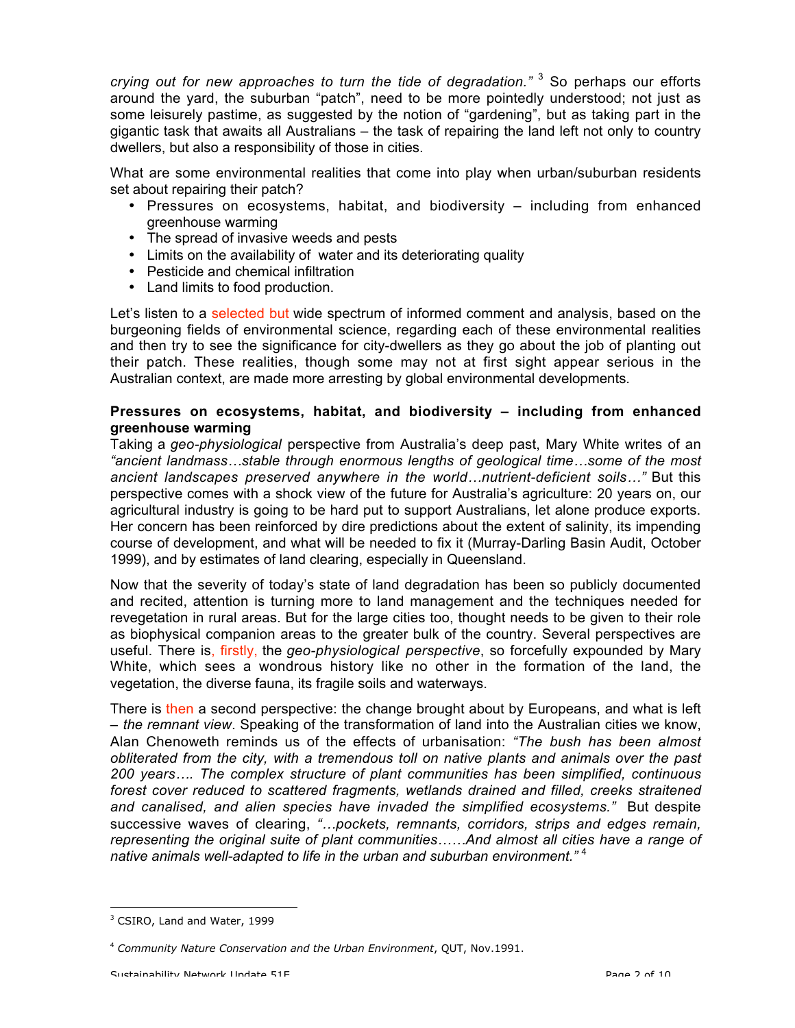*crying out for new approaches to turn the tide of degradation."* [3] So perhaps our efforts around the yard, the suburban "patch", need to be more pointedly understood; not just as some leisurely pastime, as suggested by the notion of "gardening", but as taking part in the gigantic task that awaits all Australians – the task of repairing the land left not only to country dwellers, but also a responsibility of those in cities.

What are some environmental realities that come into play when urban/suburban residents set about repairing their patch?

- Pressures on ecosystems, habitat, and biodiversity – including from enhanced greenhouse warming
- The spread of invasive weeds and pests
- Limits on the availability of water and its deteriorating quality
- Pesticide and chemical infiltration
- Land limits to food production.

Let's listen to a selected but wide spectrum of informed comment and analysis, based on the burgeoning fields of environmental science, regarding each of these environmental realities and then try to see the significance for city-dwellers as they go about the job of planting out their patch. These realities, though some may not at first sight appear serious in the Australian context, are made more arresting by global environmental developments.

**Pressures on ecosystems, habitat, and biodiversity – including from enhanced greenhouse warming**

Taking a *geo-physiological* perspective from Australia's deep past, Mary White writes of an *"ancient landmass…stable through enormous lengths of geological time…some of the most ancient landscapes preserved anywhere in the world…nutrient-deficient soils…"* But this perspective comes with a shock view of the future for Australia's agriculture: 20 years on, our agricultural industry is going to be hard put to support Australians, let alone produce exports. Her concern has been reinforced by dire predictions about the extent of salinity, its impending course of development, and what will be needed to fix it (Murray-Darling Basin Audit, October 1999), and by estimates of land clearing, especially in Queensland.

Now that the severity of today's state of land degradation has been so publicly documented and recited, attention is turning more to land management and the techniques needed for revegetation in rural areas. But for the large cities too, thought needs to be given to their role as biophysical companion areas to the greater bulk of the country. Several perspectives are useful. There is, firstly, the *geo-physiological perspective*, so forcefully expounded by Mary White, which sees a wondrous history like no other in the formation of the land, the vegetation, the diverse fauna, its fragile soils and waterways.

There is then a second perspective: the change brought about by Europeans, and what is left – *the remnant view*. Speaking of the transformation of land into the Australian cities we know, Alan Chenoweth reminds us of the effects of urbanisation: *"The bush has been almost obliterated from the city, with a tremendous toll on native plants and animals over the past 200 years…. The complex structure of plant communities has been simplified, continuous forest cover reduced to scattered fragments, wetlands drained and filled, creeks straitened and canalised, and alien species have invaded the simplified ecosystems."* But despite successive waves of clearing, *"…pockets, remnants, corridors, strips and edges remain, representing the original suite of plant communities……And almost all cities have a range of native animals well-adapted to life in the urban and suburban environment."* [4]

---

[3] CSIRO, Land and Water, 1999

[4] *Community Nature Conservation and the Urban Environment*, QUT, Nov.1991.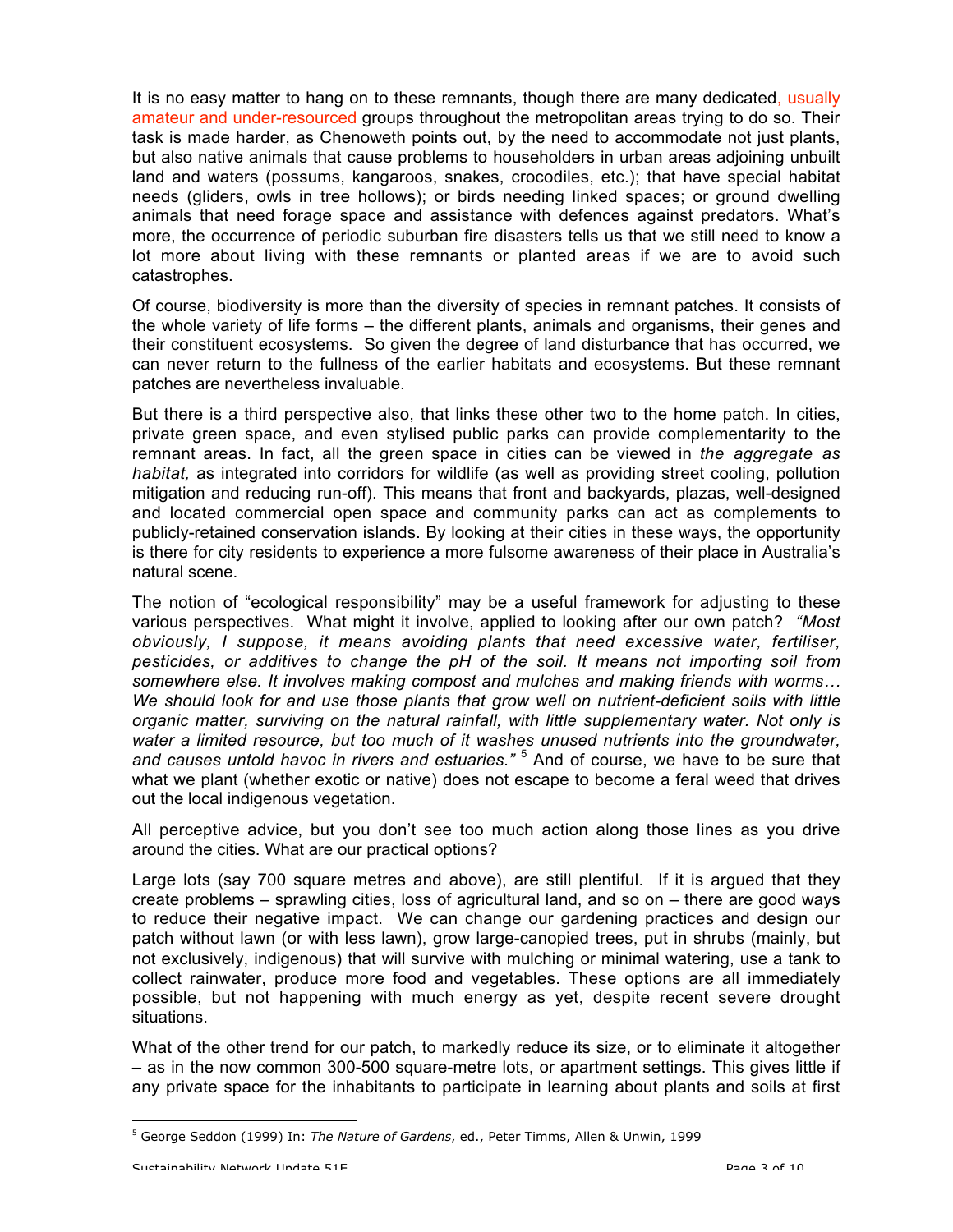It is no easy matter to hang on to these remnants, though there are many dedicated, usually amateur and under-resourced groups throughout the metropolitan areas trying to do so. Their task is made harder, as Chenoweth points out, by the need to accommodate not just plants, but also native animals that cause problems to householders in urban areas adjoining unbuilt land and waters (possums, kangaroos, snakes, crocodiles, etc.); that have special habitat needs (gliders, owls in tree hollows); or birds needing linked spaces; or ground dwelling animals that need forage space and assistance with defences against predators. What's more, the occurrence of periodic suburban fire disasters tells us that we still need to know a lot more about living with these remnants or planted areas if we are to avoid such catastrophes.

Of course, biodiversity is more than the diversity of species in remnant patches. It consists of the whole variety of life forms – the different plants, animals and organisms, their genes and their constituent ecosystems. So given the degree of land disturbance that has occurred, we can never return to the fullness of the earlier habitats and ecosystems. But these remnant patches are nevertheless invaluable.

But there is a third perspective also, that links these other two to the home patch. In cities, private green space, and even stylised public parks can provide complementarity to the remnant areas. In fact, all the green space in cities can be viewed in *the aggregate as habitat,* as integrated into corridors for wildlife (as well as providing street cooling, pollution mitigation and reducing run-off). This means that front and backyards, plazas, well-designed and located commercial open space and community parks can act as complements to publicly-retained conservation islands. By looking at their cities in these ways, the opportunity is there for city residents to experience a more fulsome awareness of their place in Australia's natural scene.

The notion of "ecological responsibility" may be a useful framework for adjusting to these various perspectives. What might it involve, applied to looking after our own patch? *"Most obviously, I suppose, it means avoiding plants that need excessive water, fertiliser, pesticides, or additives to change the pH of the soil. It means not importing soil from somewhere else. It involves making compost and mulches and making friends with worms… We should look for and use those plants that grow well on nutrient-deficient soils with little organic matter, surviving on the natural rainfall, with little supplementary water. Not only is water a limited resource, but too much of it washes unused nutrients into the groundwater, and causes untold havoc in rivers and estuaries."* [5] And of course, we have to be sure that what we plant (whether exotic or native) does not escape to become a feral weed that drives out the local indigenous vegetation.

All perceptive advice, but you don't see too much action along those lines as you drive around the cities. What are our practical options?

Large lots (say 700 square metres and above), are still plentiful. If it is argued that they create problems – sprawling cities, loss of agricultural land, and so on – there are good ways to reduce their negative impact. We can change our gardening practices and design our patch without lawn (or with less lawn), grow large-canopied trees, put in shrubs (mainly, but not exclusively, indigenous) that will survive with mulching or minimal watering, use a tank to collect rainwater, produce more food and vegetables. These options are all immediately possible, but not happening with much energy as yet, despite recent severe drought situations.

What of the other trend for our patch, to markedly reduce its size, or to eliminate it altogether – as in the now common 300-500 square-metre lots, or apartment settings. This gives little if any private space for the inhabitants to participate in learning about plants and soils at first

---

[5] George Seddon (1999) In: *The Nature of Gardens*, ed., Peter Timms, Allen & Unwin, 1999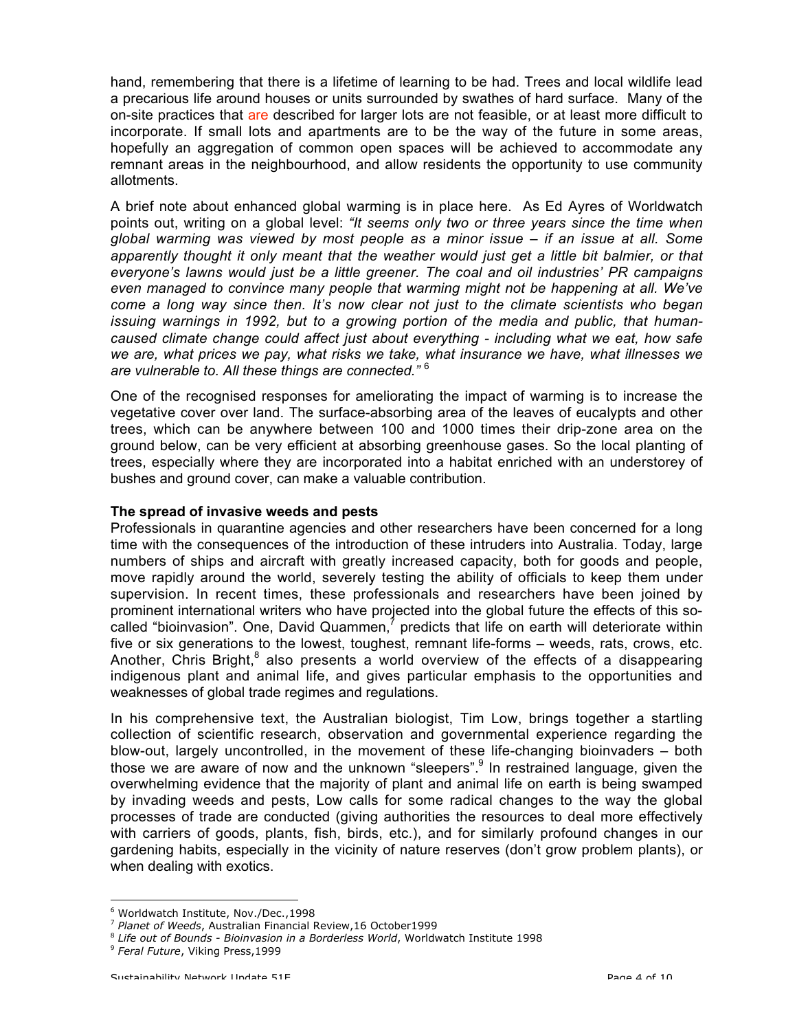hand, remembering that there is a lifetime of learning to be had. Trees and local wildlife lead a precarious life around houses or units surrounded by swathes of hard surface. Many of the on-site practices that are described for larger lots are not feasible, or at least more difficult to incorporate. If small lots and apartments are to be the way of the future in some areas, hopefully an aggregation of common open spaces will be achieved to accommodate any remnant areas in the neighbourhood, and allow residents the opportunity to use community allotments.

A brief note about enhanced global warming is in place here. As Ed Ayres of Worldwatch points out, writing on a global level: *"It seems only two or three years since the time when global warming was viewed by most people as a minor issue – if an issue at all. Some apparently thought it only meant that the weather would just get a little bit balmier, or that everyone's lawns would just be a little greener. The coal and oil industries' PR campaigns even managed to convince many people that warming might not be happening at all. We've come a long way since then. It's now clear not just to the climate scientists who began issuing warnings in 1992, but to a growing portion of the media and public, that human-caused climate change could affect just about everything - including what we eat, how safe we are, what prices we pay, what risks we take, what insurance we have, what illnesses we are vulnerable to. All these things are connected."* [6]

One of the recognised responses for ameliorating the impact of warming is to increase the vegetative cover over land. The surface-absorbing area of the leaves of eucalypts and other trees, which can be anywhere between 100 and 1000 times their drip-zone area on the ground below, can be very efficient at absorbing greenhouse gases. So the local planting of trees, especially where they are incorporated into a habitat enriched with an understorey of bushes and ground cover, can make a valuable contribution.

**The spread of invasive weeds and pests**

Professionals in quarantine agencies and other researchers have been concerned for a long time with the consequences of the introduction of these intruders into Australia. Today, large numbers of ships and aircraft with greatly increased capacity, both for goods and people, move rapidly around the world, severely testing the ability of officials to keep them under supervision. In recent times, these professionals and researchers have been joined by prominent international writers who have projected into the global future the effects of this so-called "bioinvasion". One, David Quammen,[7] predicts that life on earth will deteriorate within five or six generations to the lowest, toughest, remnant life-forms – weeds, rats, crows, etc. Another, Chris Bright,[8] also presents a world overview of the effects of a disappearing indigenous plant and animal life, and gives particular emphasis to the opportunities and weaknesses of global trade regimes and regulations.

In his comprehensive text, the Australian biologist, Tim Low, brings together a startling collection of scientific research, observation and governmental experience regarding the blow-out, largely uncontrolled, in the movement of these life-changing bioinvaders – both those we are aware of now and the unknown "sleepers".[9] In restrained language, given the overwhelming evidence that the majority of plant and animal life on earth is being swamped by invading weeds and pests, Low calls for some radical changes to the way the global processes of trade are conducted (giving authorities the resources to deal more effectively with carriers of goods, plants, fish, birds, etc.), and for similarly profound changes in our gardening habits, especially in the vicinity of nature reserves (don't grow problem plants), or when dealing with exotics.

---

[6] Worldwatch Institute, Nov./Dec.,1998

[7] *Planet of Weeds*, Australian Financial Review,16 October1999

[8] *Life out of Bounds - Bioinvasion in a Borderless World*, Worldwatch Institute 1998

[9] *Feral Future*, Viking Press,1999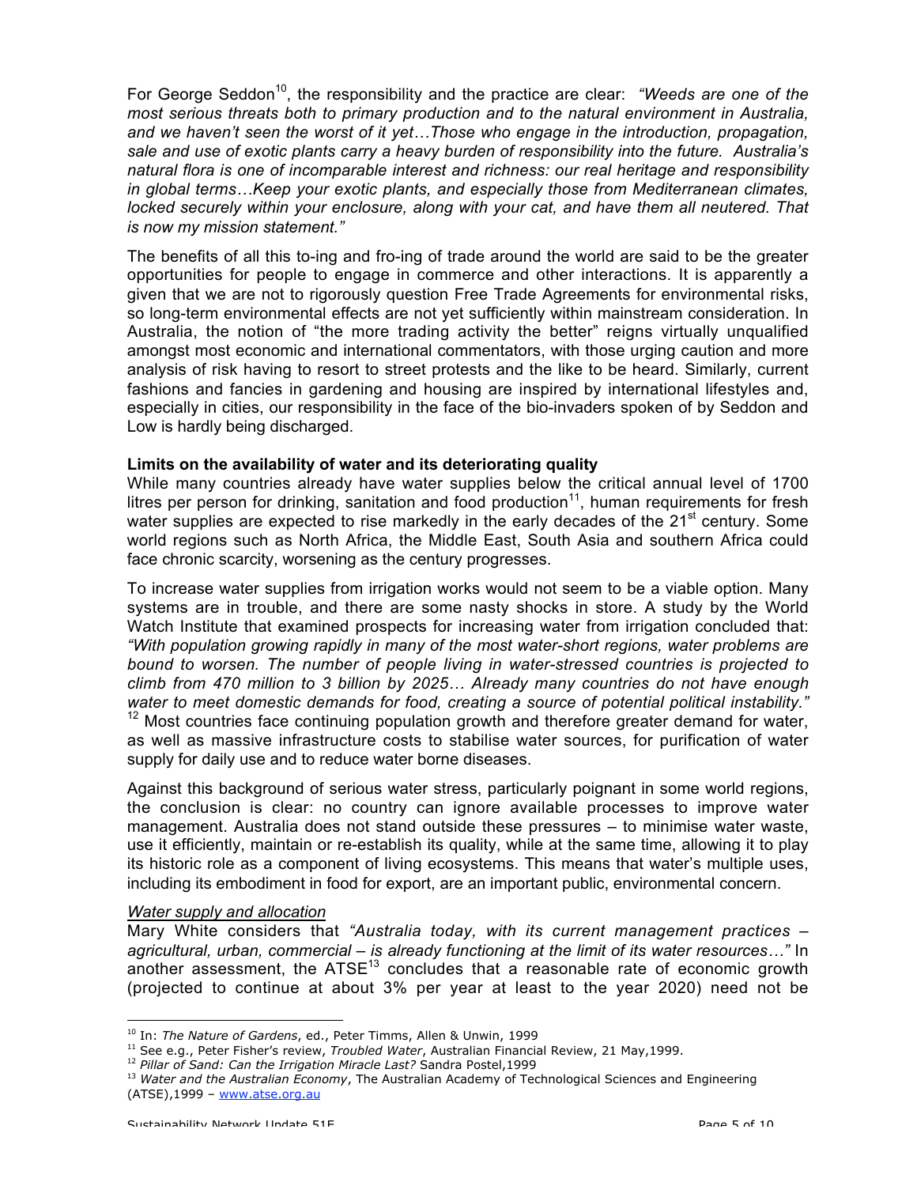For George Seddon[10], the responsibility and the practice are clear: *"Weeds are one of the most serious threats both to primary production and to the natural environment in Australia, and we haven't seen the worst of it yet…Those who engage in the introduction, propagation, sale and use of exotic plants carry a heavy burden of responsibility into the future. Australia's natural flora is one of incomparable interest and richness: our real heritage and responsibility in global terms…Keep your exotic plants, and especially those from Mediterranean climates, locked securely within your enclosure, along with your cat, and have them all neutered. That is now my mission statement."*

The benefits of all this to-ing and fro-ing of trade around the world are said to be the greater opportunities for people to engage in commerce and other interactions. It is apparently a given that we are not to rigorously question Free Trade Agreements for environmental risks, so long-term environmental effects are not yet sufficiently within mainstream consideration. In Australia, the notion of "the more trading activity the better" reigns virtually unqualified amongst most economic and international commentators, with those urging caution and more analysis of risk having to resort to street protests and the like to be heard. Similarly, current fashions and fancies in gardening and housing are inspired by international lifestyles and, especially in cities, our responsibility in the face of the bio-invaders spoken of by Seddon and Low is hardly being discharged.

**Limits on the availability of water and its deteriorating quality**

While many countries already have water supplies below the critical annual level of 1700 litres per person for drinking, sanitation and food production[11], human requirements for fresh water supplies are expected to rise markedly in the early decades of the 21st century. Some world regions such as North Africa, the Middle East, South Asia and southern Africa could face chronic scarcity, worsening as the century progresses.

To increase water supplies from irrigation works would not seem to be a viable option. Many systems are in trouble, and there are some nasty shocks in store. A study by the World Watch Institute that examined prospects for increasing water from irrigation concluded that: *"With population growing rapidly in many of the most water-short regions, water problems are bound to worsen. The number of people living in water-stressed countries is projected to climb from 470 million to 3 billion by 2025… Already many countries do not have enough water to meet domestic demands for food, creating a source of potential political instability."* [12] Most countries face continuing population growth and therefore greater demand for water, as well as massive infrastructure costs to stabilise water sources, for purification of water supply for daily use and to reduce water borne diseases.

Against this background of serious water stress, particularly poignant in some world regions, the conclusion is clear: no country can ignore available processes to improve water management. Australia does not stand outside these pressures – to minimise water waste, use it efficiently, maintain or re-establish its quality, while at the same time, allowing it to play its historic role as a component of living ecosystems. This means that water's multiple uses, including its embodiment in food for export, are an important public, environmental concern.

*Water supply and allocation*

Mary White considers that *"Australia today, with its current management practices – agricultural, urban, commercial – is already functioning at the limit of its water resources…"* In another assessment, the ATSE[13] concludes that a reasonable rate of economic growth (projected to continue at about 3% per year at least to the year 2020) need not be

---

[10] In: *The Nature of Gardens*, ed., Peter Timms, Allen & Unwin, 1999

[11] See e.g., Peter Fisher's review, *Troubled Water*, Australian Financial Review, 21 May,1999.

[12] *Pillar of Sand: Can the Irrigation Miracle Last?* Sandra Postel,1999

[13] *Water and the Australian Economy*, The Australian Academy of Technological Sciences and Engineering (ATSE),1999 – www.atse.org.au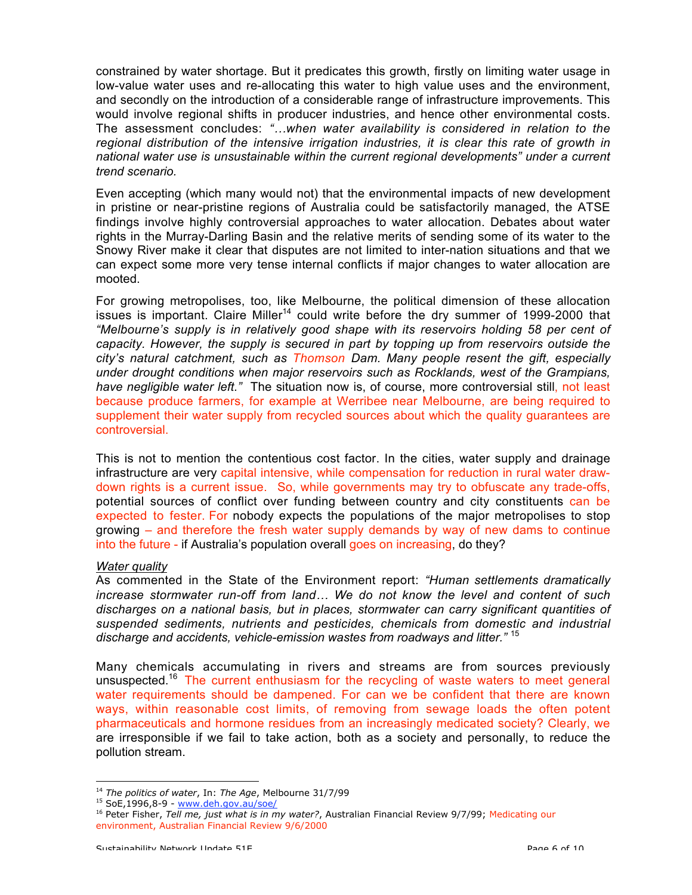constrained by water shortage. But it predicates this growth, firstly on limiting water usage in low-value water uses and re-allocating this water to high value uses and the environment, and secondly on the introduction of a considerable range of infrastructure improvements. This would involve regional shifts in producer industries, and hence other environmental costs. The assessment concludes: *"…when water availability is considered in relation to the regional distribution of the intensive irrigation industries, it is clear this rate of growth in national water use is unsustainable within the current regional developments" under a current trend scenario.*

Even accepting (which many would not) that the environmental impacts of new development in pristine or near-pristine regions of Australia could be satisfactorily managed, the ATSE findings involve highly controversial approaches to water allocation. Debates about water rights in the Murray-Darling Basin and the relative merits of sending some of its water to the Snowy River make it clear that disputes are not limited to inter-nation situations and that we can expect some more very tense internal conflicts if major changes to water allocation are mooted.

For growing metropolises, too, like Melbourne, the political dimension of these allocation issues is important. Claire Miller[14] could write before the dry summer of 1999-2000 that *"Melbourne's supply is in relatively good shape with its reservoirs holding 58 per cent of capacity. However, the supply is secured in part by topping up from reservoirs outside the city's natural catchment, such as Thomson Dam. Many people resent the gift, especially under drought conditions when major reservoirs such as Rocklands, west of the Grampians, have negligible water left."* The situation now is, of course, more controversial still, not least because produce farmers, for example at Werribee near Melbourne, are being required to supplement their water supply from recycled sources about which the quality guarantees are controversial.

This is not to mention the contentious cost factor. In the cities, water supply and drainage infrastructure are very capital intensive, while compensation for reduction in rural water draw-down rights is a current issue. So, while governments may try to obfuscate any trade-offs, potential sources of conflict over funding between country and city constituents can be expected to fester. For nobody expects the populations of the major metropolises to stop growing – and therefore the fresh water supply demands by way of new dams to continue into the future - if Australia's population overall goes on increasing, do they?

*Water quality*

As commented in the State of the Environment report: *"Human settlements dramatically increase stormwater run-off from land… We do not know the level and content of such discharges on a national basis, but in places, stormwater can carry significant quantities of suspended sediments, nutrients and pesticides, chemicals from domestic and industrial discharge and accidents, vehicle-emission wastes from roadways and litter."* [15]

Many chemicals accumulating in rivers and streams are from sources previously unsuspected.[16] The current enthusiasm for the recycling of waste waters to meet general water requirements should be dampened. For can we be confident that there are known ways, within reasonable cost limits, of removing from sewage loads the often potent pharmaceuticals and hormone residues from an increasingly medicated society? Clearly, we are irresponsible if we fail to take action, both as a society and personally, to reduce the pollution stream.

---

[14] *The politics of water*, In: *The Age*, Melbourne 31/7/99

[15] SoE,1996,8-9 - www.deh.gov.au/soe/

[16] Peter Fisher, *Tell me, just what is in my water?*, Australian Financial Review 9/7/99; Medicating our environment, Australian Financial Review 9/6/2000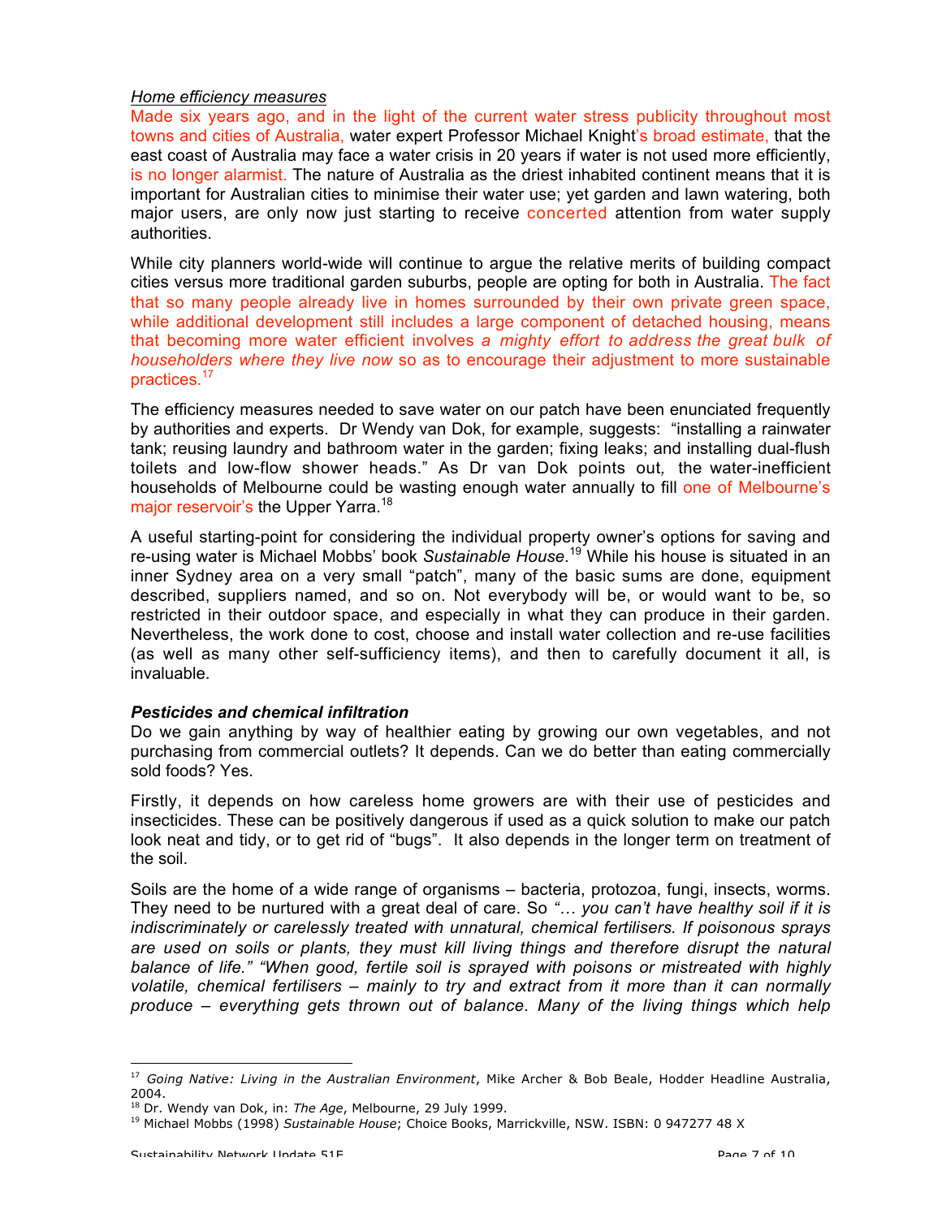*Home efficiency measures*

Made six years ago, and in the light of the current water stress publicity throughout most towns and cities of Australia, water expert Professor Michael Knight's broad estimate, that the east coast of Australia may face a water crisis in 20 years if water is not used more efficiently, is no longer alarmist. The nature of Australia as the driest inhabited continent means that it is important for Australian cities to minimise their water use; yet garden and lawn watering, both major users, are only now just starting to receive concerted attention from water supply authorities.

While city planners world-wide will continue to argue the relative merits of building compact cities versus more traditional garden suburbs, people are opting for both in Australia. The fact that so many people already live in homes surrounded by their own private green space, while additional development still includes a large component of detached housing, means that becoming more water efficient involves *a mighty effort to address the great bulk of householders where they live now* so as to encourage their adjustment to more sustainable practices.[17]

The efficiency measures needed to save water on our patch have been enunciated frequently by authorities and experts. Dr Wendy van Dok, for example, suggests: "installing a rainwater tank; reusing laundry and bathroom water in the garden; fixing leaks; and installing dual-flush toilets and low-flow shower heads." As Dr van Dok points out, the water-inefficient households of Melbourne could be wasting enough water annually to fill one of Melbourne's major reservoir's the Upper Yarra.[18]

A useful starting-point for considering the individual property owner's options for saving and re-using water is Michael Mobbs' book *Sustainable House*.[19] While his house is situated in an inner Sydney area on a very small "patch", many of the basic sums are done, equipment described, suppliers named, and so on. Not everybody will be, or would want to be, so restricted in their outdoor space, and especially in what they can produce in their garden. Nevertheless, the work done to cost, choose and install water collection and re-use facilities (as well as many other self-sufficiency items), and then to carefully document it all, is invaluable.

***Pesticides and chemical infiltration***

Do we gain anything by way of healthier eating by growing our own vegetables, and not purchasing from commercial outlets? It depends. Can we do better than eating commercially sold foods? Yes.

Firstly, it depends on how careless home growers are with their use of pesticides and insecticides. These can be positively dangerous if used as a quick solution to make our patch look neat and tidy, or to get rid of "bugs". It also depends in the longer term on treatment of the soil.

Soils are the home of a wide range of organisms – bacteria, protozoa, fungi, insects, worms. They need to be nurtured with a great deal of care. So *"… you can't have healthy soil if it is indiscriminately or carelessly treated with unnatural, chemical fertilisers. If poisonous sprays are used on soils or plants, they must kill living things and therefore disrupt the natural balance of life." "When good, fertile soil is sprayed with poisons or mistreated with highly volatile, chemical fertilisers – mainly to try and extract from it more than it can normally produce – everything gets thrown out of balance. Many of the living things which help*

---

[17] *Going Native: Living in the Australian Environment*, Mike Archer & Bob Beale, Hodder Headline Australia, 2004.

[18] Dr. Wendy van Dok, in: *The Age*, Melbourne, 29 July 1999.

[19] Michael Mobbs (1998) *Sustainable House*; Choice Books, Marrickville, NSW. ISBN: 0 947277 48 X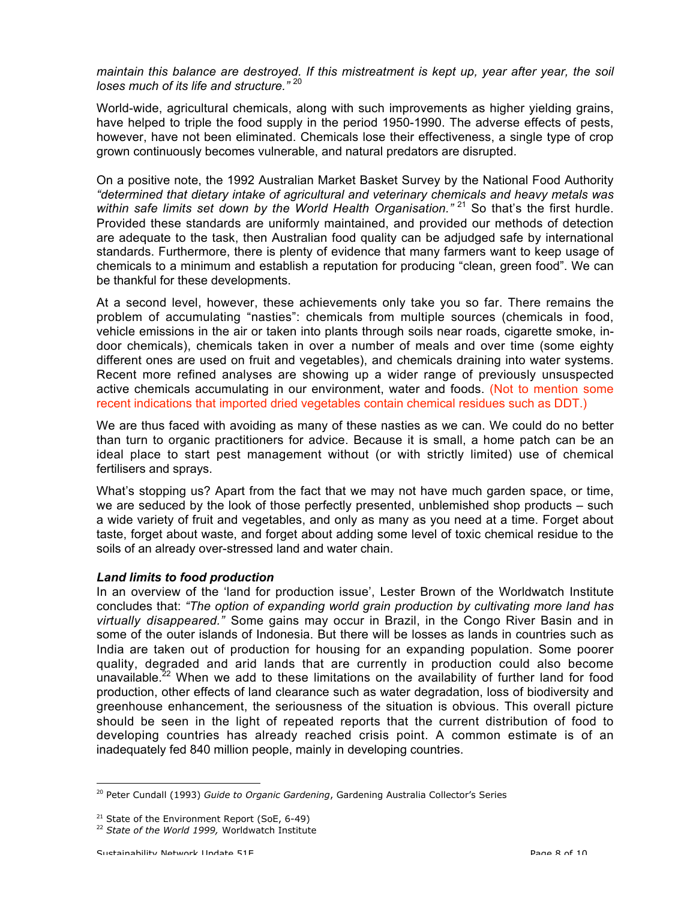*maintain this balance are destroyed. If this mistreatment is kept up, year after year, the soil loses much of its life and structure."* [20]

World-wide, agricultural chemicals, along with such improvements as higher yielding grains, have helped to triple the food supply in the period 1950-1990. The adverse effects of pests, however, have not been eliminated. Chemicals lose their effectiveness, a single type of crop grown continuously becomes vulnerable, and natural predators are disrupted.

On a positive note, the 1992 Australian Market Basket Survey by the National Food Authority *"determined that dietary intake of agricultural and veterinary chemicals and heavy metals was within safe limits set down by the World Health Organisation."* [21] So that's the first hurdle. Provided these standards are uniformly maintained, and provided our methods of detection are adequate to the task, then Australian food quality can be adjudged safe by international standards. Furthermore, there is plenty of evidence that many farmers want to keep usage of chemicals to a minimum and establish a reputation for producing "clean, green food". We can be thankful for these developments.

At a second level, however, these achievements only take you so far. There remains the problem of accumulating "nasties": chemicals from multiple sources (chemicals in food, vehicle emissions in the air or taken into plants through soils near roads, cigarette smoke, in-door chemicals), chemicals taken in over a number of meals and over time (some eighty different ones are used on fruit and vegetables), and chemicals draining into water systems. Recent more refined analyses are showing up a wider range of previously unsuspected active chemicals accumulating in our environment, water and foods. (Not to mention some recent indications that imported dried vegetables contain chemical residues such as DDT.)

We are thus faced with avoiding as many of these nasties as we can. We could do no better than turn to organic practitioners for advice. Because it is small, a home patch can be an ideal place to start pest management without (or with strictly limited) use of chemical fertilisers and sprays.

What's stopping us? Apart from the fact that we may not have much garden space, or time, we are seduced by the look of those perfectly presented, unblemished shop products – such a wide variety of fruit and vegetables, and only as many as you need at a time. Forget about taste, forget about waste, and forget about adding some level of toxic chemical residue to the soils of an already over-stressed land and water chain.

***Land limits to food production***

In an overview of the 'land for production issue', Lester Brown of the Worldwatch Institute concludes that: *"The option of expanding world grain production by cultivating more land has virtually disappeared."* Some gains may occur in Brazil, in the Congo River Basin and in some of the outer islands of Indonesia. But there will be losses as lands in countries such as India are taken out of production for housing for an expanding population. Some poorer quality, degraded and arid lands that are currently in production could also become unavailable.[22] When we add to these limitations on the availability of further land for food production, other effects of land clearance such as water degradation, loss of biodiversity and greenhouse enhancement, the seriousness of the situation is obvious. This overall picture should be seen in the light of repeated reports that the current distribution of food to developing countries has already reached crisis point. A common estimate is of an inadequately fed 840 million people, mainly in developing countries.

---

[20] Peter Cundall (1993) *Guide to Organic Gardening*, Gardening Australia Collector's Series

[21] State of the Environment Report (SoE, 6-49)

[22] *State of the World 1999,* Worldwatch Institute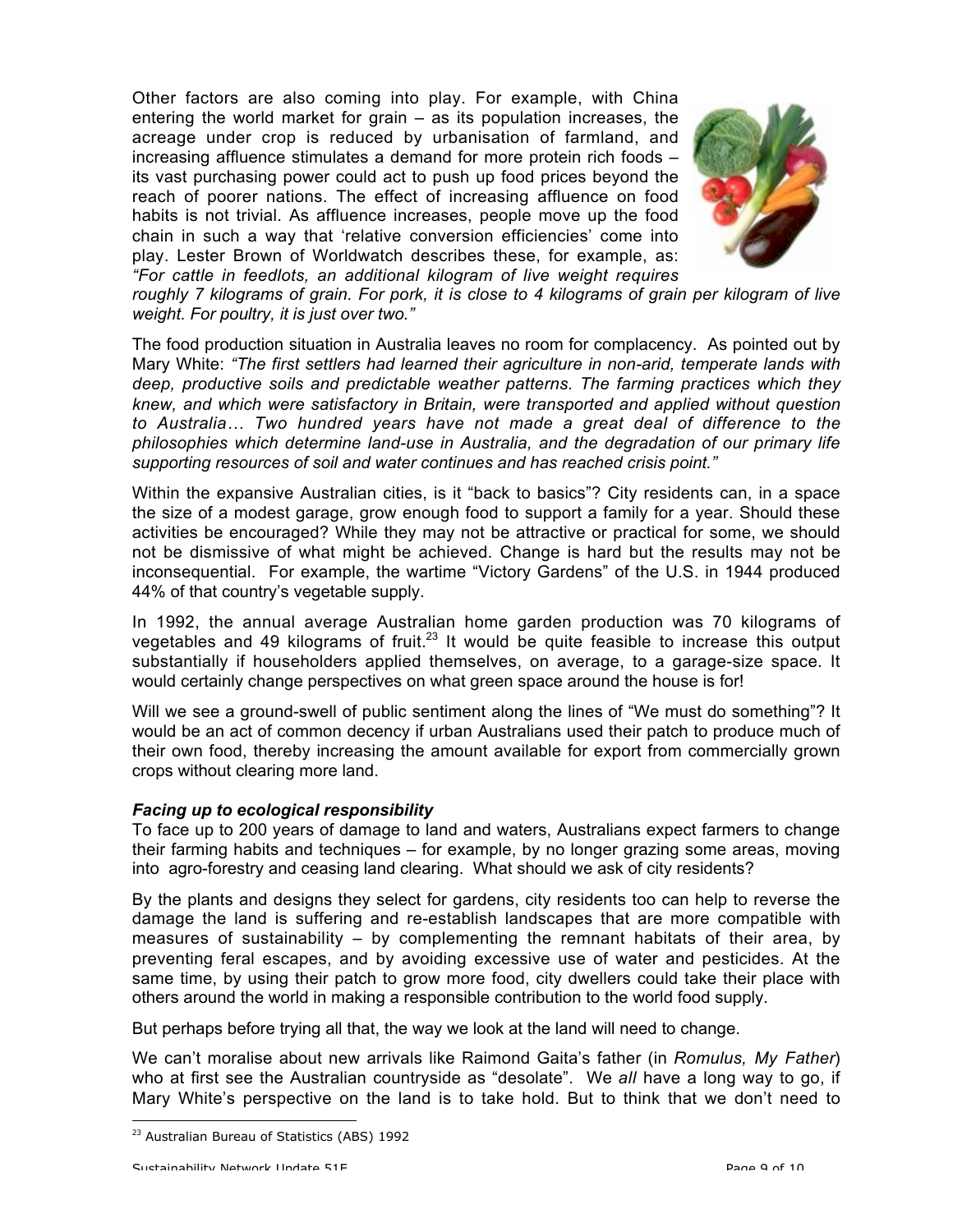Other factors are also coming into play. For example, with China entering the world market for grain – as its population increases, the acreage under crop is reduced by urbanisation of farmland, and increasing affluence stimulates a demand for more protein rich foods – its vast purchasing power could act to push up food prices beyond the reach of poorer nations. The effect of increasing affluence on food habits is not trivial. As affluence increases, people move up the food chain in such a way that 'relative conversion efficiencies' come into play. Lester Brown of Worldwatch describes these, for example, as: *"For cattle in feedlots, an additional kilogram of live weight requires roughly 7 kilograms of grain. For pork, it is close to 4 kilograms of grain per kilogram of live weight. For poultry, it is just over two."*

The food production situation in Australia leaves no room for complacency. As pointed out by Mary White: *"The first settlers had learned their agriculture in non-arid, temperate lands with deep, productive soils and predictable weather patterns. The farming practices which they knew, and which were satisfactory in Britain, were transported and applied without question to Australia… Two hundred years have not made a great deal of difference to the philosophies which determine land-use in Australia, and the degradation of our primary life supporting resources of soil and water continues and has reached crisis point."*

Within the expansive Australian cities, is it "back to basics"? City residents can, in a space the size of a modest garage, grow enough food to support a family for a year. Should these activities be encouraged? While they may not be attractive or practical for some, we should not be dismissive of what might be achieved. Change is hard but the results may not be inconsequential. For example, the wartime "Victory Gardens" of the U.S. in 1944 produced 44% of that country's vegetable supply.

In 1992, the annual average Australian home garden production was 70 kilograms of vegetables and 49 kilograms of fruit.[23] It would be quite feasible to increase this output substantially if householders applied themselves, on average, to a garage-size space. It would certainly change perspectives on what green space around the house is for!

Will we see a ground-swell of public sentiment along the lines of "We must do something"? It would be an act of common decency if urban Australians used their patch to produce much of their own food, thereby increasing the amount available for export from commercially grown crops without clearing more land.

### *Facing up to ecological responsibility*

To face up to 200 years of damage to land and waters, Australians expect farmers to change their farming habits and techniques – for example, by no longer grazing some areas, moving into agro-forestry and ceasing land clearing. What should we ask of city residents?

By the plants and designs they select for gardens, city residents too can help to reverse the damage the land is suffering and re-establish landscapes that are more compatible with measures of sustainability – by complementing the remnant habitats of their area, by preventing feral escapes, and by avoiding excessive use of water and pesticides. At the same time, by using their patch to grow more food, city dwellers could take their place with others around the world in making a responsible contribution to the world food supply.

But perhaps before trying all that, the way we look at the land will need to change.

We can't moralise about new arrivals like Raimond Gaita's father (in *Romulus, My Father*) who at first see the Australian countryside as "desolate". We *all* have a long way to go, if Mary White's perspective on the land is to take hold. But to think that we don't need to

---

[23] Australian Bureau of Statistics (ABS) 1992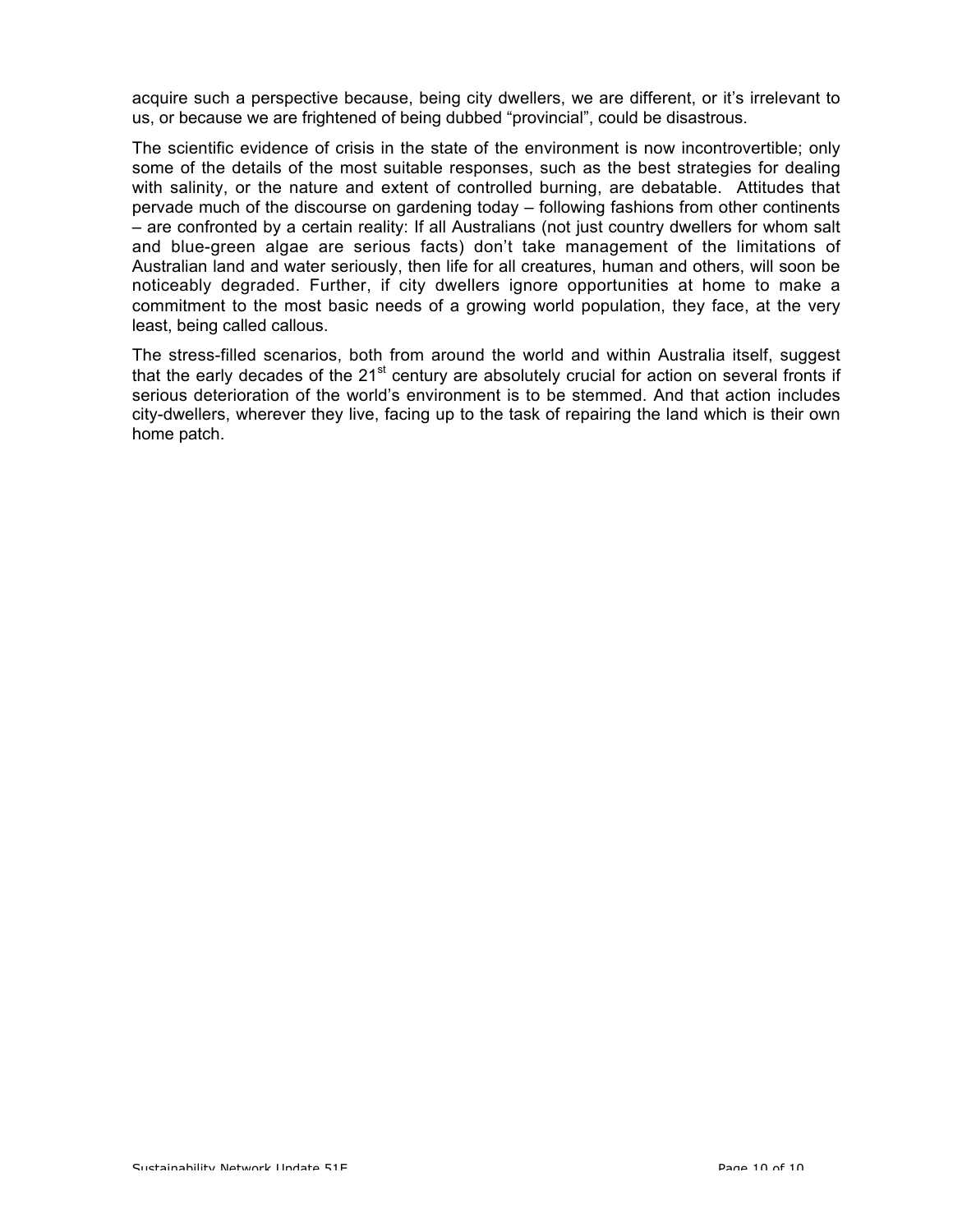acquire such a perspective because, being city dwellers, we are different, or it's irrelevant to us, or because we are frightened of being dubbed "provincial", could be disastrous.

The scientific evidence of crisis in the state of the environment is now incontrovertible; only some of the details of the most suitable responses, such as the best strategies for dealing with salinity, or the nature and extent of controlled burning, are debatable. Attitudes that pervade much of the discourse on gardening today – following fashions from other continents – are confronted by a certain reality: If all Australians (not just country dwellers for whom salt and blue-green algae are serious facts) don't take management of the limitations of Australian land and water seriously, then life for all creatures, human and others, will soon be noticeably degraded. Further, if city dwellers ignore opportunities at home to make a commitment to the most basic needs of a growing world population, they face, at the very least, being called callous.

The stress-filled scenarios, both from around the world and within Australia itself, suggest that the early decades of the 21st century are absolutely crucial for action on several fronts if serious deterioration of the world's environment is to be stemmed. And that action includes city-dwellers, wherever they live, facing up to the task of repairing the land which is their own home patch.